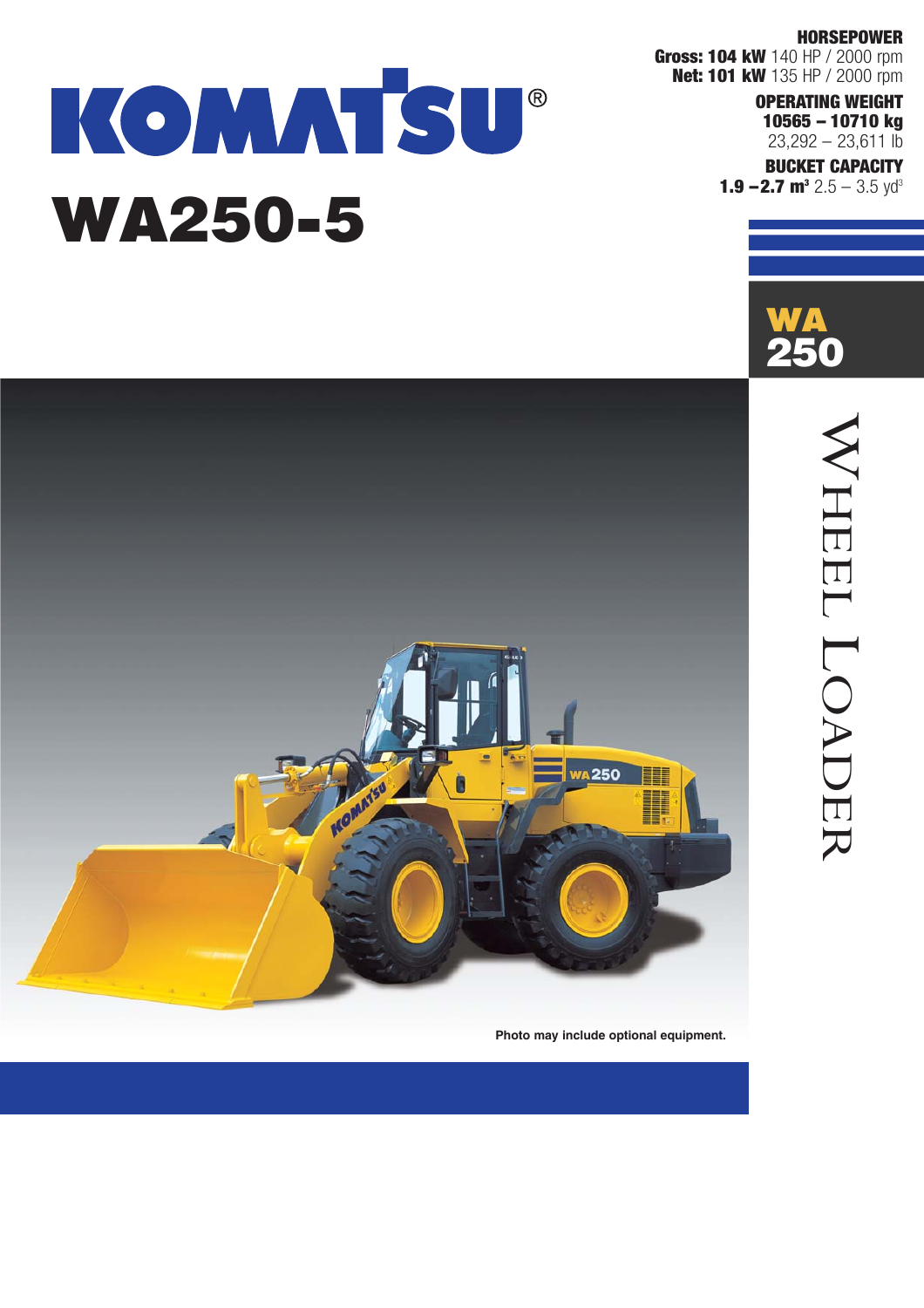# KOMATSU®

# WA250-5

**HORSEPOWER**
**Gross: 104 kW** 140 HP / 2000 rpm
**Net: 101 kW** 135 HP / 2000 rpm

**OPERATING WEIGHT**
**10565 – 10710 kg**
23,292 – 23,611 lb

**BUCKET CAPACITY**
**1.9 –2.7 m³** 2.5 – 3.5 yd³

**WA 250**

WHEEL LOADER

Photo may include optional equipment.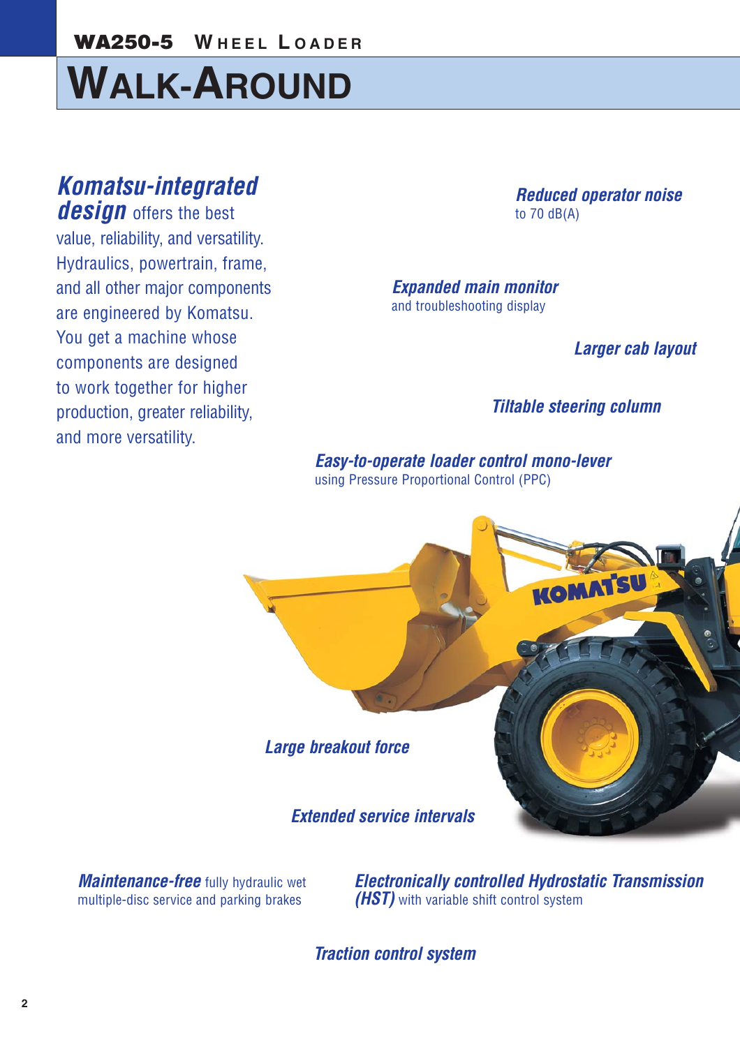# WALK-AROUND

***Komatsu-integrated design*** offers the best value, reliability, and versatility. Hydraulics, powertrain, frame, and all other major components are engineered by Komatsu. You get a machine whose components are designed to work together for higher production, greater reliability, and more versatility.

***Reduced operator noise*** to 70 dB(A)

***Expanded main monitor*** and troubleshooting display

***Larger cab layout***

***Tiltable steering column***

***Easy-to-operate loader control mono-lever*** using Pressure Proportional Control (PPC)

***Large breakout force***

***Extended service intervals***

***Maintenance-free*** fully hydraulic wet multiple-disc service and parking brakes

***Electronically controlled Hydrostatic Transmission (HST)*** with variable shift control system

***Traction control system***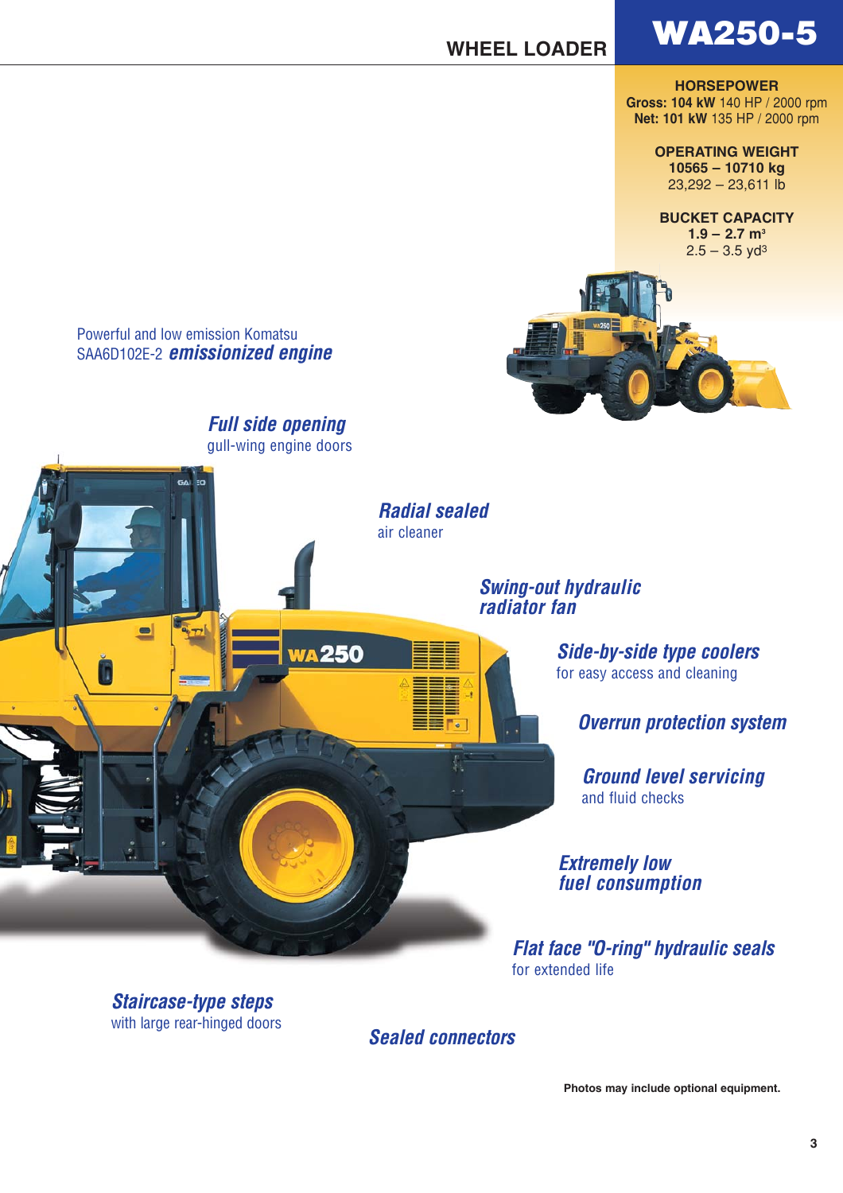# WHEEL LOADER WA250-5

**HORSEPOWER**
**Gross: 104 kW** 140 HP / 2000 rpm
**Net: 101 kW** 135 HP / 2000 rpm

**OPERATING WEIGHT**
**10565 – 10710 kg**
23,292 – 23,611 lb

**BUCKET CAPACITY**
**1.9 – 2.7 m³**
2.5 – 3.5 yd³

Powerful and low emission Komatsu SAA6D102E-2 ***emissionized engine***

***Full side opening*** gull-wing engine doors

***Radial sealed*** air cleaner

***Swing-out hydraulic radiator fan***

***Side-by-side type coolers*** for easy access and cleaning

***Overrun protection system***

***Ground level servicing*** and fluid checks

***Extremely low fuel consumption***

***Flat face "O-ring" hydraulic seals*** for extended life

***Staircase-type steps*** with large rear-hinged doors

***Sealed connectors***

**Photos may include optional equipment.**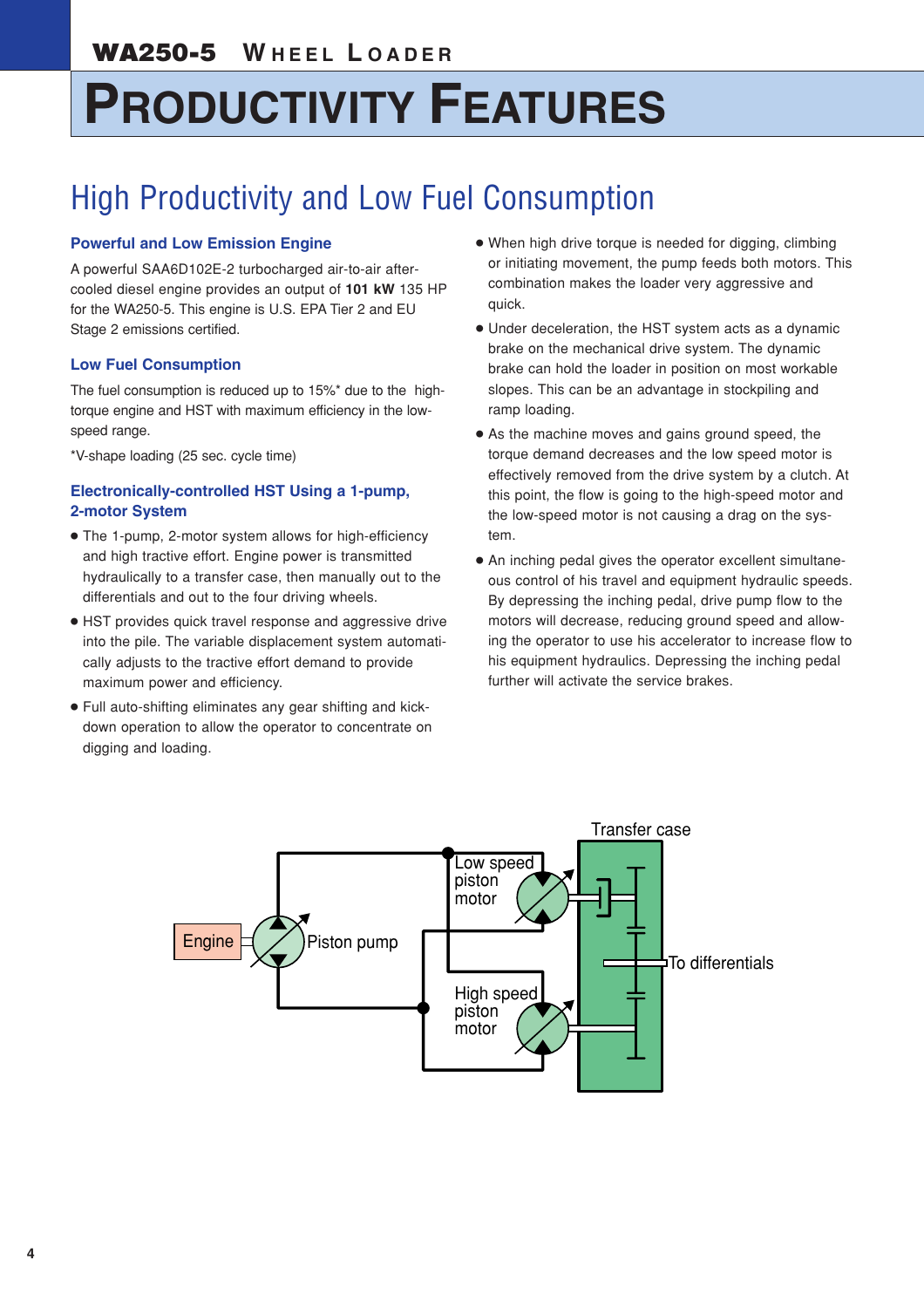# PRODUCTIVITY FEATURES

## High Productivity and Low Fuel Consumption

### Powerful and Low Emission Engine

A powerful SAA6D102E-2 turbocharged air-to-air after-cooled diesel engine provides an output of **101 kW** 135 HP for the WA250-5. This engine is U.S. EPA Tier 2 and EU Stage 2 emissions certified.

### Low Fuel Consumption

The fuel consumption is reduced up to 15%* due to the high-torque engine and HST with maximum efficiency in the low-speed range.

*V-shape loading (25 sec. cycle time)

### Electronically-controlled HST Using a 1-pump, 2-motor System

- The 1-pump, 2-motor system allows for high-efficiency and high tractive effort. Engine power is transmitted hydraulically to a transfer case, then manually out to the differentials and out to the four driving wheels.
- HST provides quick travel response and aggressive drive into the pile. The variable displacement system automatically adjusts to the tractive effort demand to provide maximum power and efficiency.
- Full auto-shifting eliminates any gear shifting and kick-down operation to allow the operator to concentrate on digging and loading.
- When high drive torque is needed for digging, climbing or initiating movement, the pump feeds both motors. This combination makes the loader very aggressive and quick.
- Under deceleration, the HST system acts as a dynamic brake on the mechanical drive system. The dynamic brake can hold the loader in position on most workable slopes. This can be an advantage in stockpiling and ramp loading.
- As the machine moves and gains ground speed, the torque demand decreases and the low speed motor is effectively removed from the drive system by a clutch. At this point, the flow is going to the high-speed motor and the low-speed motor is not causing a drag on the system.
- An inching pedal gives the operator excellent simultaneous control of his travel and equipment hydraulic speeds. By depressing the inching pedal, drive pump flow to the motors will decrease, reducing ground speed and allowing the operator to use his accelerator to increase flow to his equipment hydraulics. Depressing the inching pedal further will activate the service brakes.

Engine | Piston pump | Low speed piston motor | High speed piston motor | Transfer case | To differentials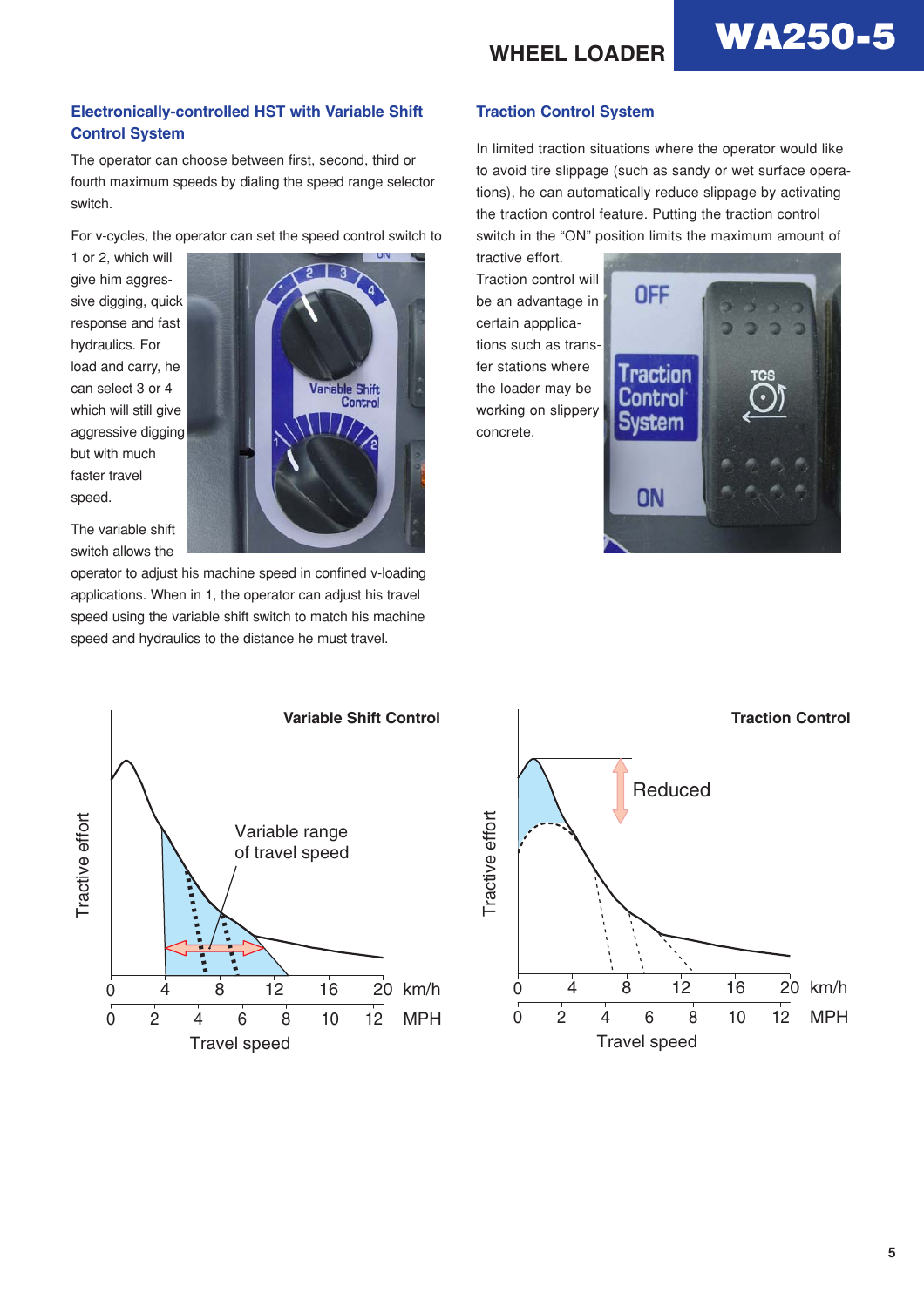## Electronically-controlled HST with Variable Shift Control System

The operator can choose between first, second, third or fourth maximum speeds by dialing the speed range selector switch.

For v-cycles, the operator can set the speed control switch to 1 or 2, which will give him aggressive digging, quick response and fast hydraulics. For load and carry, he can select 3 or 4 which will still give aggressive digging but with much faster travel speed.

The variable shift switch allows the operator to adjust his machine speed in confined v-loading applications. When in 1, the operator can adjust his travel speed using the variable shift switch to match his machine speed and hydraulics to the distance he must travel.

## Traction Control System

In limited traction situations where the operator would like to avoid tire slippage (such as sandy or wet surface operations), he can automatically reduce slippage by activating the traction control feature. Putting the traction control switch in the "ON" position limits the maximum amount of tractive effort.

Traction control will be an advantage in certain appplications such as transfer stations where the loader may be working on slippery concrete.

**Variable Shift Control**

**Traction Control**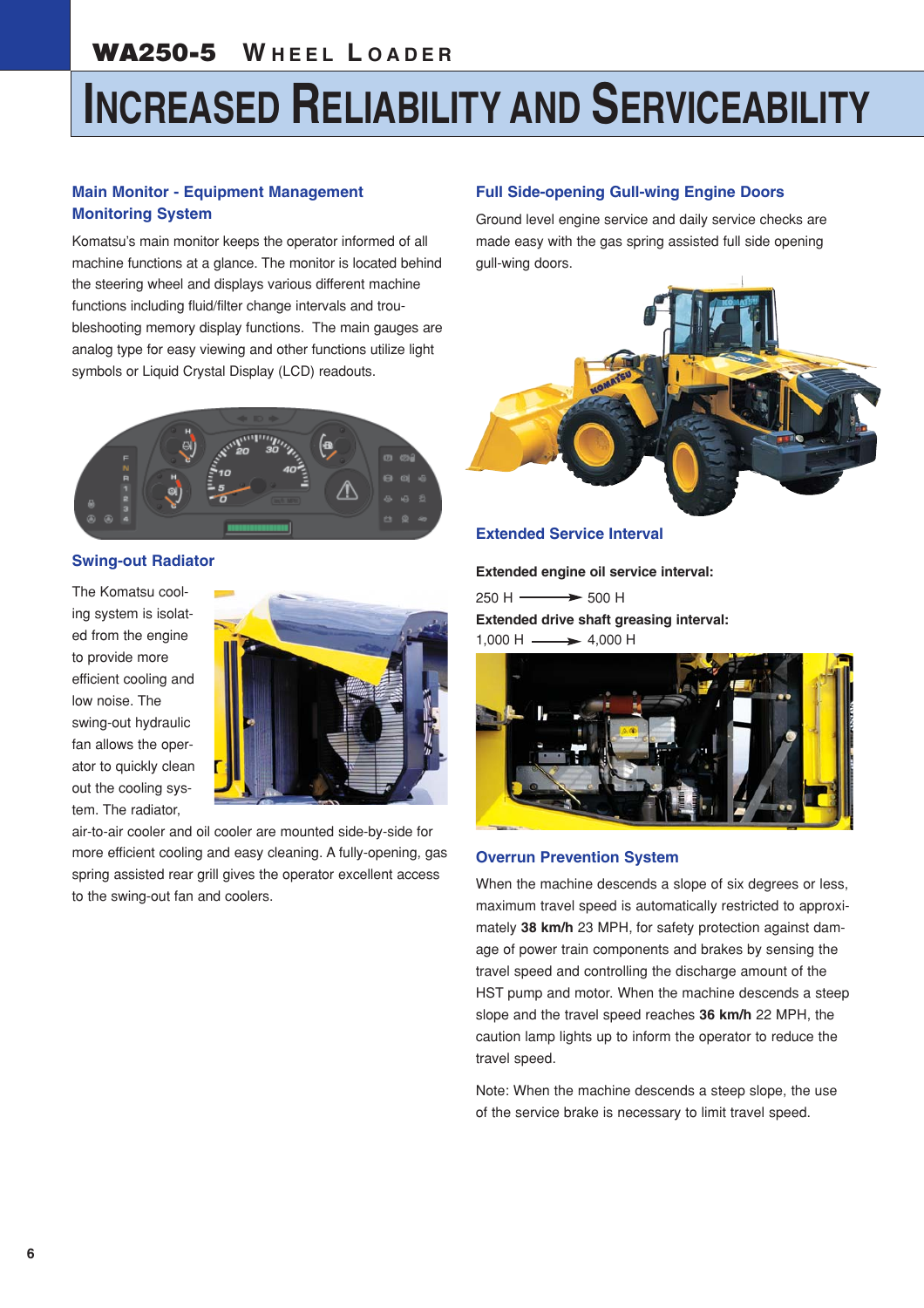# INCREASED RELIABILITY AND SERVICEABILITY

### Main Monitor - Equipment Management Monitoring System

Komatsu's main monitor keeps the operator informed of all machine functions at a glance. The monitor is located behind the steering wheel and displays various different machine functions including fluid/filter change intervals and troubleshooting memory display functions. The main gauges are analog type for easy viewing and other functions utilize light symbols or Liquid Crystal Display (LCD) readouts.

### Swing-out Radiator

The Komatsu cooling system is isolated from the engine to provide more efficient cooling and low noise. The swing-out hydraulic fan allows the operator to quickly clean out the cooling system. The radiator, air-to-air cooler and oil cooler are mounted side-by-side for more efficient cooling and easy cleaning. A fully-opening, gas spring assisted rear grill gives the operator excellent access to the swing-out fan and coolers.

### Full Side-opening Gull-wing Engine Doors

Ground level engine service and daily service checks are made easy with the gas spring assisted full side opening gull-wing doors.

### Extended Service Interval

**Extended engine oil service interval:**

250 H ⟶ 500 H

**Extended drive shaft greasing interval:**

1,000 H ⟶ 4,000 H

### Overrun Prevention System

When the machine descends a slope of six degrees or less, maximum travel speed is automatically restricted to approximately **38 km/h** 23 MPH, for safety protection against damage of power train components and brakes by sensing the travel speed and controlling the discharge amount of the HST pump and motor. When the machine descends a steep slope and the travel speed reaches **36 km/h** 22 MPH, the caution lamp lights up to inform the operator to reduce the travel speed.

Note: When the machine descends a steep slope, the use of the service brake is necessary to limit travel speed.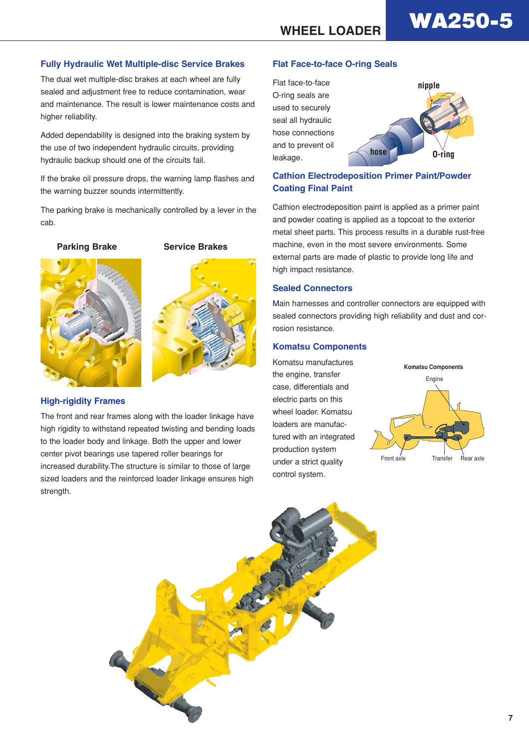## Fully Hydraulic Wet Multiple-disc Service Brakes

The dual wet multiple-disc brakes at each wheel are fully sealed and adjustment free to reduce contamination, wear and maintenance. The result is lower maintenance costs and higher reliability.

Added dependability is designed into the braking system by the use of two independent hydraulic circuits, providing hydraulic backup should one of the circuits fail.

If the brake oil pressure drops, the warning lamp flashes and the warning buzzer sounds intermittently.

The parking brake is mechanically controlled by a lever in the cab.

**Parking Brake**

**Service Brakes**

## High-rigidity Frames

The front and rear frames along with the loader linkage have high rigidity to withstand repeated twisting and bending loads to the loader body and linkage. Both the upper and lower center pivot bearings use tapered roller bearings for increased durability.The structure is similar to those of large sized loaders and the reinforced loader linkage ensures high strength.

## Flat Face-to-face O-ring Seals

Flat face-to-face O-ring seals are used to securely seal all hydraulic hose connections and to prevent oil leakage.

nipple

hose

O-ring

## Cathion Electrodeposition Primer Paint/Powder Coating Final Paint

Cathion electrodeposition paint is applied as a primer paint and powder coating is applied as a topcoat to the exterior metal sheet parts. This process results in a durable rust-free machine, even in the most severe environments. Some external parts are made of plastic to provide long life and high impact resistance.

## Sealed Connectors

Main harnesses and controller connectors are equipped with sealed connectors providing high reliability and dust and corrosion resistance.

## Komatsu Components

Komatsu manufactures the engine, transfer case, differentials and electric parts on this wheel loader. Komatsu loaders are manufactured with an integrated production system under a strict quality control system.

**Komatsu Components**

Engine

Front axle

Transfer

Rear axle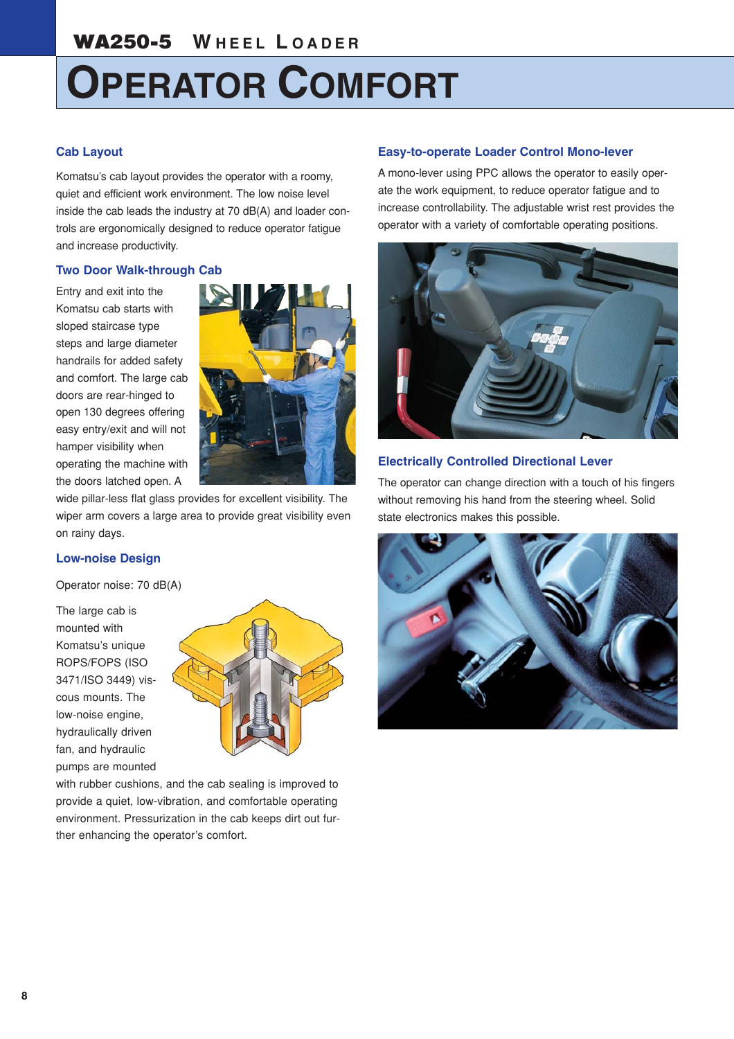# OPERATOR COMFORT

## Cab Layout

Komatsu's cab layout provides the operator with a roomy, quiet and efficient work environment. The low noise level inside the cab leads the industry at 70 dB(A) and loader controls are ergonomically designed to reduce operator fatigue and increase productivity.

## Two Door Walk-through Cab

Entry and exit into the Komatsu cab starts with sloped staircase type steps and large diameter handrails for added safety and comfort. The large cab doors are rear-hinged to open 130 degrees offering easy entry/exit and will not hamper visibility when operating the machine with the doors latched open. A wide pillar-less flat glass provides for excellent visibility. The wiper arm covers a large area to provide great visibility even on rainy days.

## Low-noise Design

Operator noise: 70 dB(A)

The large cab is mounted with Komatsu's unique ROPS/FOPS (ISO 3471/ISO 3449) viscous mounts. The low-noise engine, hydraulically driven fan, and hydraulic pumps are mounted with rubber cushions, and the cab sealing is improved to provide a quiet, low-vibration, and comfortable operating environment. Pressurization in the cab keeps dirt out further enhancing the operator's comfort.

## Easy-to-operate Loader Control Mono-lever

A mono-lever using PPC allows the operator to easily operate the work equipment, to reduce operator fatigue and to increase controllability. The adjustable wrist rest provides the operator with a variety of comfortable operating positions.

## Electrically Controlled Directional Lever

The operator can change direction with a touch of his fingers without removing his hand from the steering wheel. Solid state electronics makes this possible.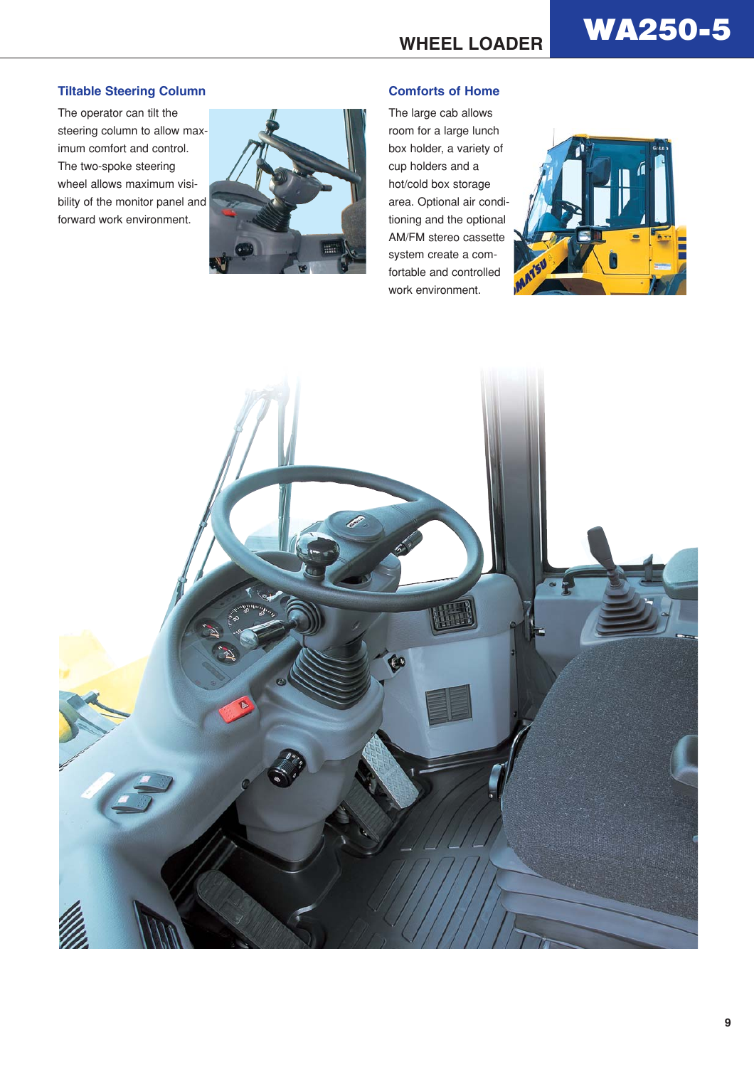## Tiltable Steering Column

The operator can tilt the steering column to allow maximum comfort and control. The two-spoke steering wheel allows maximum visibility of the monitor panel and forward work environment.

## Comforts of Home

The large cab allows room for a large lunch box holder, a variety of cup holders and a hot/cold box storage area. Optional air conditioning and the optional AM/FM stereo cassette system create a comfortable and controlled work environment.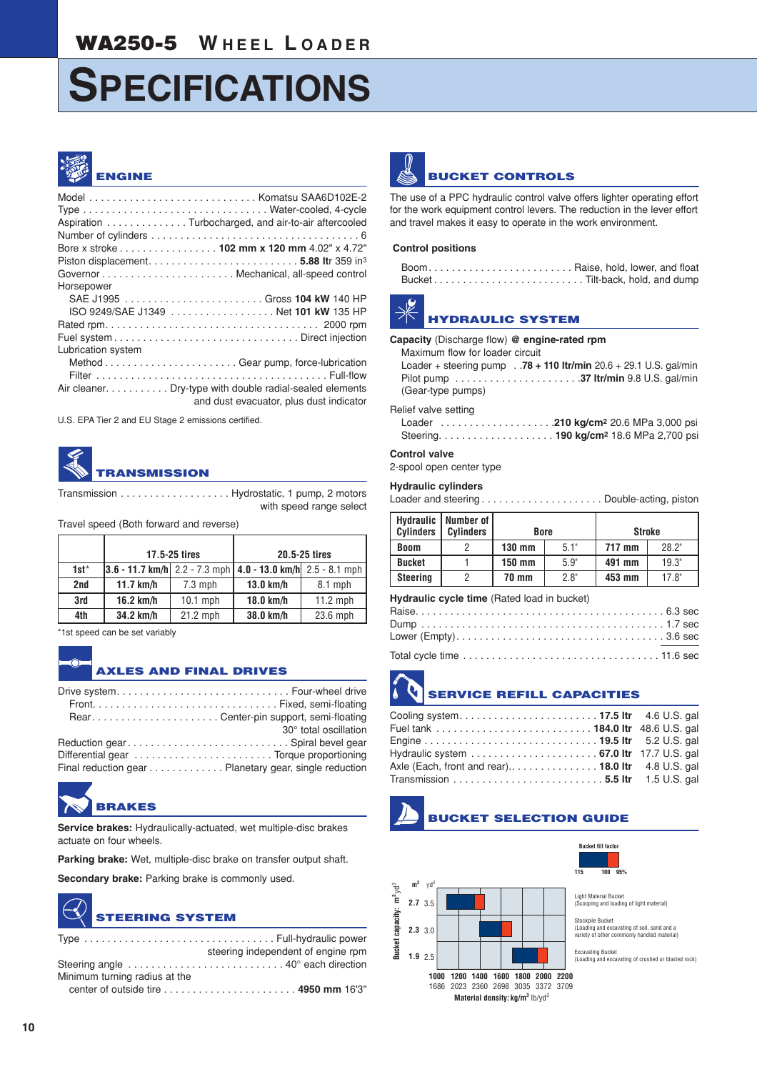# WA250-5 WHEEL LOADER

# SPECIFICATIONS

## ENGINE

Model . . . . . . . . . . . . . . . . . . . . . . . . . . . . Komatsu SAA6D102E-2
Type . . . . . . . . . . . . . . . . . . . . . . . . . . . . . . . . Water-cooled, 4-cycle
Aspiration . . . . . . . . . . . . . . Turbocharged, and air-to-air aftercooled
Number of cylinders . . . . . . . . . . . . . . . . . . . . . . . . . . . . . . . . . . . 6
Bore x stroke . . . . . . . . . . . . . . . . . **102 mm x 120 mm** 4.02" x 4.72"
Piston displacement. . . . . . . . . . . . . . . . . . . . . . . . . . **5.88 ltr** 359 in³
Governor . . . . . . . . . . . . . . . . . . . . . . Mechanical, all-speed control
Horsepower
SAE J1995 . . . . . . . . . . . . . . . . . . . . . . . . Gross **104 kW** 140 HP
ISO 9249/SAE J1349 . . . . . . . . . . . . . . . . . . Net **101 kW** 135 HP
Rated rpm. . . . . . . . . . . . . . . . . . . . . . . . . . . . . . . . . . . . . 2000 rpm
Fuel system . . . . . . . . . . . . . . . . . . . . . . . . . . . . . . . . Direct injection
Lubrication system
Method . . . . . . . . . . . . . . . . . . . . . . . Gear pump, force-lubrication
Filter . . . . . . . . . . . . . . . . . . . . . . . . . . . . . . . . . . . . . . . . . Full-flow
Air cleaner. . . . . . . . . . . Dry-type with double radial-sealed elements and dust evacuator, plus dust indicator

U.S. EPA Tier 2 and EU Stage 2 emissions certified.

## TRANSMISSION

Transmission . . . . . . . . . . . . . . . . . . Hydrostatic, 1 pump, 2 motors with speed range select

Travel speed (Both forward and reverse)

| | 17.5-25 tires | | 20.5-25 tires | |
|---|---|---|---|---|
| **1st*** | **3.6 - 11.7 km/h** | 2.2 - 7.3 mph | **4.0 - 13.0 km/h** | 2.5 - 8.1 mph |
| **2nd** | **11.7 km/h** | 7.3 mph | **13.0 km/h** | 8.1 mph |
| **3rd** | **16.2 km/h** | 10.1 mph | **18.0 km/h** | 11.2 mph |
| **4th** | **34.2 km/h** | 21.2 mph | **38.0 km/h** | 23.6 mph |

*1st speed can be set variably

## AXLES AND FINAL DRIVES

Drive system. . . . . . . . . . . . . . . . . . . . . . . . . . . . . Four-wheel drive
Front. . . . . . . . . . . . . . . . . . . . . . . . . . . . . . . . Fixed, semi-floating
Rear. . . . . . . . . . . . . . . . . . . . . . Center-pin support, semi-floating 30° total oscillation
Reduction gear . . . . . . . . . . . . . . . . . . . . . . . . . . . Spiral bevel gear
Differential gear . . . . . . . . . . . . . . . . . . . . . . . . Torque proportioning
Final reduction gear . . . . . . . . . . . . . Planetary gear, single reduction

## BRAKES

**Service brakes:** Hydraulically-actuated, wet multiple-disc brakes actuate on four wheels.

**Parking brake:** Wet, multiple-disc brake on transfer output shaft.

**Secondary brake:** Parking brake is commonly used.

## STEERING SYSTEM

Type . . . . . . . . . . . . . . . . . . . . . . . . . . . . . . . . Full-hydraulic power steering independent of engine rpm
Steering angle . . . . . . . . . . . . . . . . . . . . . . . . . . 40° each direction
Minimum turning radius at the
center of outside tire . . . . . . . . . . . . . . . . . . . . . . **4950 mm** 16'3"

## BUCKET CONTROLS

The use of a PPC hydraulic control valve offers lighter operating effort for the work equipment control levers. The reduction in the lever effort and travel makes it easy to operate in the work environment.

**Control positions**

Boom. . . . . . . . . . . . . . . . . . . . . . . . . . Raise, hold, lower, and float
Bucket . . . . . . . . . . . . . . . . . . . . . . . . . . Tilt-back, hold, and dump

## HYDRAULIC SYSTEM

**Capacity** (Discharge flow) **@ engine-rated rpm**
Maximum flow for loader circuit
Loader + steering pump . . **78 + 110 ltr/min** 20.6 + 29.1 U.S. gal/min
Pilot pump . . . . . . . . . . . . . . . . . . . . . . **37 ltr/min** 9.8 U.S. gal/min
(Gear-type pumps)

Relief valve setting
Loader . . . . . . . . . . . . . . . . . . . . **210 kg/cm²** 20.6 MPa 3,000 psi
Steering. . . . . . . . . . . . . . . . . . . . **190 kg/cm²** 18.6 MPa 2,700 psi

**Control valve**
2-spool open center type

**Hydraulic cylinders**
Loader and steering . . . . . . . . . . . . . . . . . . . . . Double-acting, piston

| Hydraulic Cylinders | Number of Cylinders | Bore | | Stroke | |
|---|---|---|---|---|---|
| **Boom** | 2 | **130 mm** | 5.1" | **717 mm** | 28.2" |
| **Bucket** | 1 | **150 mm** | 5.9" | **491 mm** | 19.3" |
| **Steering** | 2 | **70 mm** | 2.8" | **453 mm** | 17.8" |

**Hydraulic cycle time** (Rated load in bucket)
Raise. . . . . . . . . . . . . . . . . . . . . . . . . . . . . . . . . . . . . . . . . . . 6.3 sec
Dump . . . . . . . . . . . . . . . . . . . . . . . . . . . . . . . . . . . . . . . . . . 1.7 sec
Lower (Empty). . . . . . . . . . . . . . . . . . . . . . . . . . . . . . . . . . . . 3.6 sec

Total cycle time . . . . . . . . . . . . . . . . . . . . . . . . . . . . . . . . . 11.6 sec

## SERVICE REFILL CAPACITIES

Cooling system. . . . . . . . . . . . . . . . . . . . . . . . **17.5 ltr** 4.6 U.S. gal
Fuel tank . . . . . . . . . . . . . . . . . . . . . . . . . . **184.0 ltr** 48.6 U.S. gal
Engine . . . . . . . . . . . . . . . . . . . . . . . . . . . . . **19.5 ltr** 5.2 U.S. gal
Hydraulic system . . . . . . . . . . . . . . . . . . . . . **67.0 ltr** 17.7 U.S. gal
Axle (Each, front and rear).. . . . . . . . . . . . . . . **18.0 ltr** 4.8 U.S. gal
Transmission . . . . . . . . . . . . . . . . . . . . . . . . . **5.5 ltr** 1.5 U.S. gal

## BUCKET SELECTION GUIDE

Bucket fill factor: 115 / 100 / 95%

Bucket capacity: m³ (yd³)
- 2.7 m³ (3.5 yd³) — Light Material Bucket (Scooping and loading of light material)
- 2.3 m³ (3.0 yd³) — Stockpile Bucket (Loading and excavating of soil, sand and a variety of other commonly handled material)
- 1.9 m³ (2.5 yd³) — Excavating Bucket (Loading and excavating of crushed or blasted rock)

Material density: kg/m³ 1000, 1200, 1400, 1600, 1800, 2000, 2200 / lb/yd³ 1686, 2023, 2360, 2698, 3035, 3372, 3709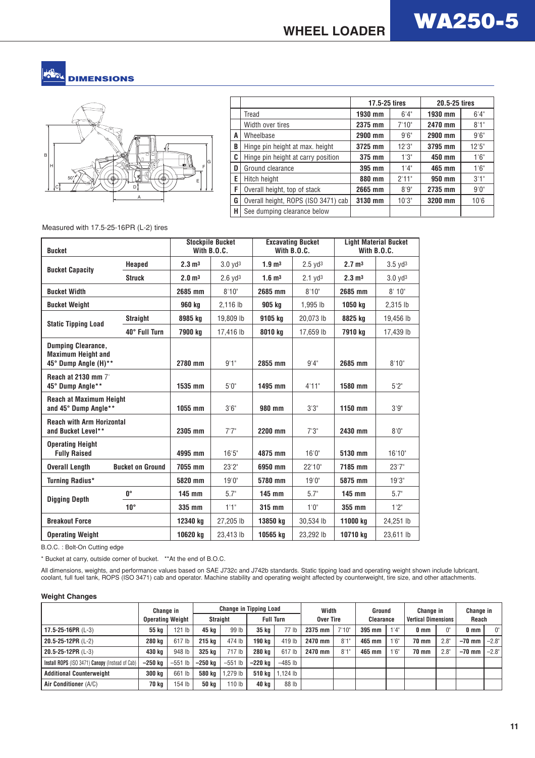# WHEEL LOADER WA250-5

## DIMENSIONS

| | | 17.5-25 tires | | 20.5-25 tires | |
|---|---|---|---|---|---|
| | Tread | **1930 mm** | 6'4" | **1930 mm** | 6'4" |
| | Width over tires | **2375 mm** | 7'10" | **2470 mm** | 8'1" |
| A | Wheelbase | **2900 mm** | 9'6" | **2900 mm** | 9'6" |
| B | Hinge pin height at max. height | **3725 mm** | 12'3" | **3795 mm** | 12'5" |
| C | Hinge pin height at carry position | **375 mm** | 1'3" | **450 mm** | 1'6" |
| D | Ground clearance | **395 mm** | 1'4" | **465 mm** | 1'6" |
| E | Hitch height | **880 mm** | 2'11" | **950 mm** | 3'1" |
| F | Overall height, top of stack | **2665 mm** | 8'9" | **2735 mm** | 9'0" |
| G | Overall height, ROPS (ISO 3471) cab | **3130 mm** | 10'3" | **3200 mm** | 10'6 |
| H | See dumping clearance below | | | | |

Measured with 17.5-25-16PR (L-2) tires

| Bucket | | Stockpile Bucket With B.O.C. | | Excavating Bucket With B.O.C. | | Light Material Bucket With B.O.C. | |
|---|---|---|---|---|---|---|---|
| Bucket Capacity | Heaped | **2.3 m³** | 3.0 yd³ | **1.9 m³** | 2.5 yd³ | **2.7 m³** | 3.5 yd³ |
| | Struck | **2.0 m³** | 2.6 yd³ | **1.6 m³** | 2.1 yd³ | **2.3 m³** | 3.0 yd³ |
| Bucket Width | | **2685 mm** | 8'10" | **2685 mm** | 8'10" | **2685 mm** | 8' 10" |
| Bucket Weight | | **960 kg** | 2,116 lb | **905 kg** | 1,995 lb | **1050 kg** | 2,315 lb |
| Static Tipping Load | Straight | **8985 kg** | 19,809 lb | **9105 kg** | 20,073 lb | **8825 kg** | 19,456 lb |
| | 40° Full Turn | **7900 kg** | 17,416 lb | **8010 kg** | 17,659 lb | **7910 kg** | 17,439 lb |
| Dumping Clearance, Maximum Height and 45° Dump Angle (H)** | | **2780 mm** | 9'1" | **2855 mm** | 9'4" | **2685 mm** | 8'10" |
| Reach at 2130 mm 7' 45° Dump Angle** | | **1535 mm** | 5'0" | **1495 mm** | 4'11" | **1580 mm** | 5'2" |
| Reach at Maximum Height and 45° Dump Angle** | | **1055 mm** | 3'6" | **980 mm** | 3'3" | **1150 mm** | 3'9" |
| Reach with Arm Horizontal and Bucket Level** | | **2305 mm** | 7'7" | **2200 mm** | 7'3" | **2430 mm** | 8'0" |
| Operating Height Fully Raised | | **4995 mm** | 16'5" | **4875 mm** | 16'0" | **5130 mm** | 16'10" |
| Overall Length | Bucket on Ground | **7055 mm** | 23'2" | **6950 mm** | 22'10" | **7185 mm** | 23'7" |
| Turning Radius* | | **5820 mm** | 19'0" | **5780 mm** | 19'0" | **5875 mm** | 19'3" |
| Digging Depth | 0° | **145 mm** | 5.7" | **145 mm** | 5.7" | **145 mm** | 5.7" |
| | 10° | **335 mm** | 1'1" | **315 mm** | 1'0" | **355 mm** | 1'2" |
| Breakout Force | | **12340 kg** | 27,205 lb | **13850 kg** | 30,534 lb | **11000 kg** | 24,251 lb |
| Operating Weight | | **10620 kg** | 23,413 lb | **10565 kg** | 23,292 lb | **10710 kg** | 23,611 lb |

B.O.C. : Bolt-On Cutting edge

\* Bucket at carry, outside corner of bucket. **At the end of B.O.C.

All dimensions, weights, and performance values based on SAE J732c and J742b standards. Static tipping load and operating weight shown include lubricant, coolant, full fuel tank, ROPS (ISO 3471) cab and operator. Machine stability and operating weight affected by counterweight, tire size, and other attachments.

### Weight Changes

| | Change in Operating Weight | | Change in Tipping Load: Straight | | Change in Tipping Load: Full Turn | | Width Over Tire | | Ground Clearance | | Change in Vertical Dimensions | | Change in Reach | |
|---|---|---|---|---|---|---|---|---|---|---|---|---|---|---|
| **17.5-25-16PR** (L-3) | **55 kg** | 121 lb | **45 kg** | 99 lb | **35 kg** | 77 lb | **2375 mm** | 7'10" | **395 mm** | 1'4" | **0 mm** | 0" | **0 mm** | 0" |
| **20.5-25-12PR** (L-2) | **280 kg** | 617 lb | **215 kg** | 474 lb | **190 kg** | 419 lb | **2470 mm** | 8'1" | **465 mm** | 1'6" | **70 mm** | 2.8" | **–70 mm** | –2.8" |
| **20.5-25-12PR** (L-3) | **430 kg** | 948 lb | **325 kg** | 717 lb | **280 kg** | 617 lb | **2470 mm** | 8'1" | **465 mm** | 1'6" | **70 mm** | 2.8" | **–70 mm** | –2.8" |
| **Install ROPS** (ISO 3471) **Canopy** (Instead of Cab) | **–250 kg** | –551 lb | **–250 kg** | –551 lb | **–220 kg** | –485 lb | | | | | | | | |
| **Additional Counterweight** | **300 kg** | 661 lb | **580 kg** | 1,279 lb | **510 kg** | 1,124 lb | | | | | | | | |
| **Air Conditioner** (A/C) | **70 kg** | 154 lb | **50 kg** | 110 lb | **40 kg** | 88 lb | | | | | | | | |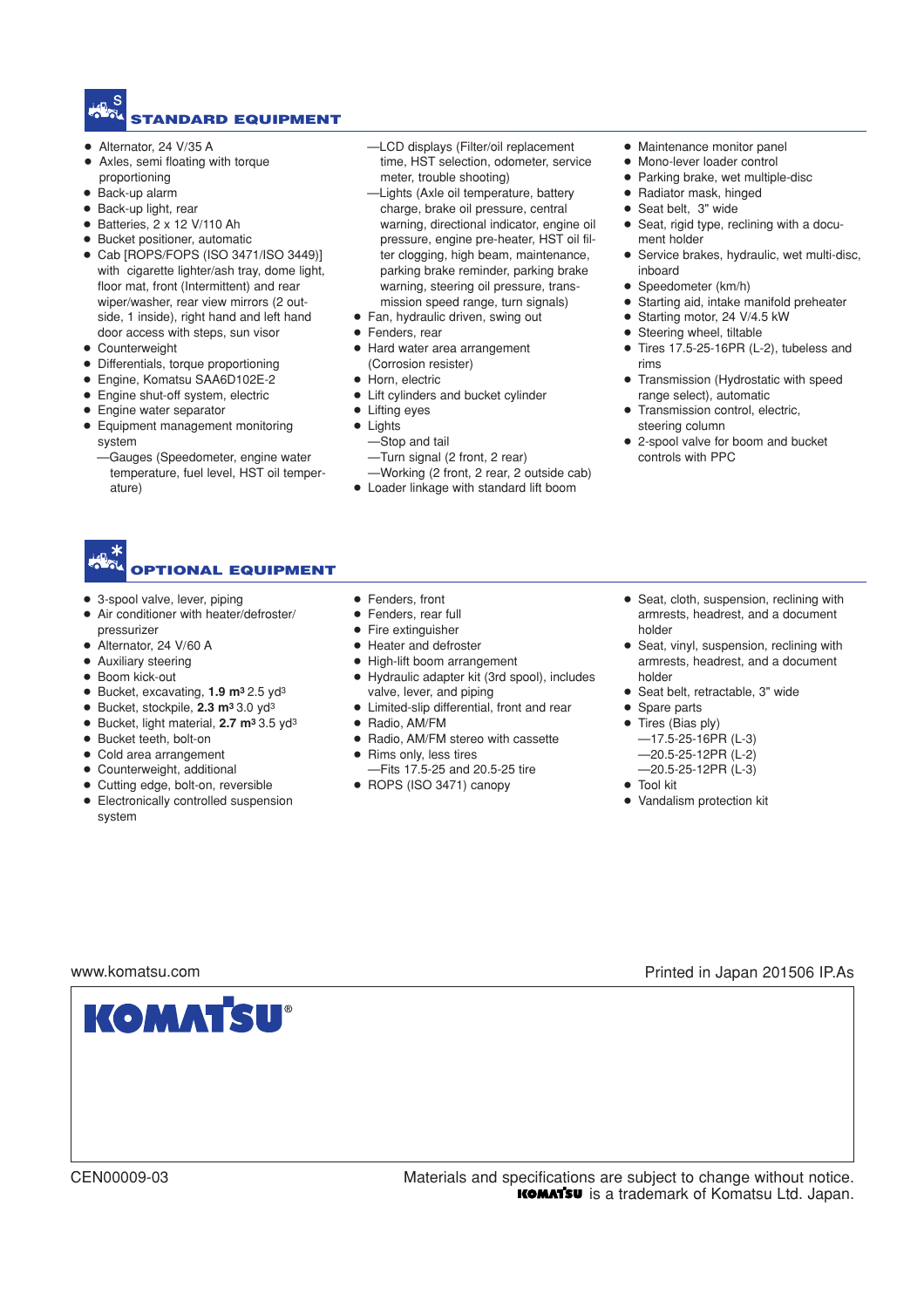## STANDARD EQUIPMENT

- Alternator, 24 V/35 A
- Axles, semi floating with torque proportioning
- Back-up alarm
- Back-up light, rear
- Batteries, 2 x 12 V/110 Ah
- Bucket positioner, automatic
- Cab [ROPS/FOPS (ISO 3471/ISO 3449)] with cigarette lighter/ash tray, dome light, floor mat, front (Intermittent) and rear wiper/washer, rear view mirrors (2 outside, 1 inside), right hand and left hand door access with steps, sun visor
- Counterweight
- Differentials, torque proportioning
- Engine, Komatsu SAA6D102E-2
- Engine shut-off system, electric
- Engine water separator
- Equipment management monitoring system
  - —Gauges (Speedometer, engine water temperature, fuel level, HST oil temperature)
  - —LCD displays (Filter/oil replacement time, HST selection, odometer, service meter, trouble shooting)
  - —Lights (Axle oil temperature, battery charge, brake oil pressure, central warning, directional indicator, engine oil pressure, engine pre-heater, HST oil filter clogging, high beam, maintenance, parking brake reminder, parking brake warning, steering oil pressure, transmission speed range, turn signals)
- Fan, hydraulic driven, swing out
- Fenders, rear
- Hard water area arrangement (Corrosion resister)
- Horn, electric
- Lift cylinders and bucket cylinder
- Lifting eyes
- Lights
  - —Stop and tail
  - —Turn signal (2 front, 2 rear)
  - —Working (2 front, 2 rear, 2 outside cab)
- Loader linkage with standard lift boom
- Maintenance monitor panel
- Mono-lever loader control
- Parking brake, wet multiple-disc
- Radiator mask, hinged
- Seat belt, 3" wide
- Seat, rigid type, reclining with a document holder
- Service brakes, hydraulic, wet multi-disc, inboard
- Speedometer (km/h)
- Starting aid, intake manifold preheater
- Starting motor, 24 V/4.5 kW
- Steering wheel, tiltable
- Tires 17.5-25-16PR (L-2), tubeless and rims
- Transmission (Hydrostatic with speed range select), automatic
- Transmission control, electric, steering column
- 2-spool valve for boom and bucket controls with PPC

## OPTIONAL EQUIPMENT

- 3-spool valve, lever, piping
- Air conditioner with heater/defroster/pressurizer
- Alternator, 24 V/60 A
- Auxiliary steering
- Boom kick-out
- Bucket, excavating, **1.9 m³** 2.5 yd³
- Bucket, stockpile, **2.3 m³** 3.0 yd³
- Bucket, light material, **2.7 m³** 3.5 yd³
- Bucket teeth, bolt-on
- Cold area arrangement
- Counterweight, additional
- Cutting edge, bolt-on, reversible
- Electronically controlled suspension system
- Fenders, front
- Fenders, rear full
- Fire extinguisher
- Heater and defroster
- High-lift boom arrangement
- Hydraulic adapter kit (3rd spool), includes valve, lever, and piping
- Limited-slip differential, front and rear
- Radio, AM/FM
- Radio, AM/FM stereo with cassette
- Rims only, less tires
  - —Fits 17.5-25 and 20.5-25 tire
- ROPS (ISO 3471) canopy
- Seat, cloth, suspension, reclining with armrests, headrest, and a document holder
- Seat, vinyl, suspension, reclining with armrests, headrest, and a document holder
- Seat belt, retractable, 3" wide
- Spare parts
- Tires (Bias ply)
  - —17.5-25-16PR (L-3)
  - —20.5-25-12PR (L-2)
  - —20.5-25-12PR (L-3)
- Tool kit
- Vandalism protection kit

www.komatsu.com

Printed in Japan 201506 IP.As

KOMATSU®

CEN00009-03

Materials and specifications are subject to change without notice.
KOMATSU is a trademark of Komatsu Ltd. Japan.